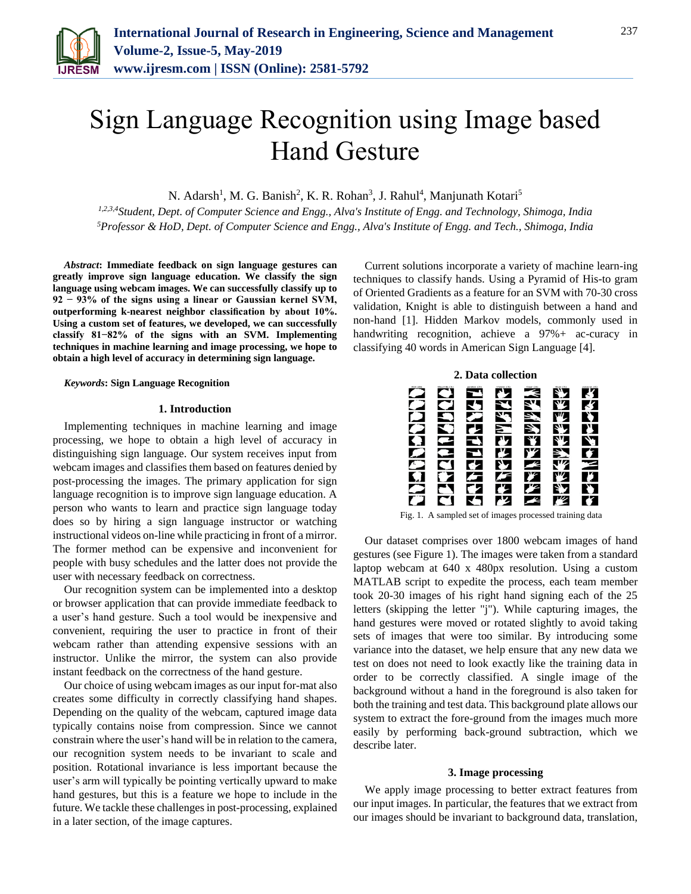# Sign Language Recognition using Image based Hand Gesture

N. Adarsh[1], M. G. Banish[2], K. R. Rohan[3], J. Rahul[4], Manjunath Kotari[5]

[1,2,3,4]*Student, Dept. of Computer Science and Engg., Alva's Institute of Engg. and Technology, Shimoga, India*
[5]*Professor & HoD, Dept. of Computer Science and Engg., Alva's Institute of Engg. and Tech., Shimoga, India*

***Abstract*: Immediate feedback on sign language gestures can greatly improve sign language education. We classify the sign language using webcam images. We can successfully classify up to 92 − 93% of the signs using a linear or Gaussian kernel SVM, outperforming k-nearest neighbor classification by about 10%. Using a custom set of features, we developed, we can successfully classify 81−82% of the signs with an SVM. Implementing techniques in machine learning and image processing, we hope to obtain a high level of accuracy in determining sign language.**

***Keywords*: Sign Language Recognition**

## 1. Introduction

Implementing techniques in machine learning and image processing, we hope to obtain a high level of accuracy in distinguishing sign language. Our system receives input from webcam images and classifies them based on features denied by post-processing the images. The primary application for sign language recognition is to improve sign language education. A person who wants to learn and practice sign language today does so by hiring a sign language instructor or watching instructional videos on-line while practicing in front of a mirror. The former method can be expensive and inconvenient for people with busy schedules and the latter does not provide the user with necessary feedback on correctness.

Our recognition system can be implemented into a desktop or browser application that can provide immediate feedback to a user's hand gesture. Such a tool would be inexpensive and convenient, requiring the user to practice in front of their webcam rather than attending expensive sessions with an instructor. Unlike the mirror, the system can also provide instant feedback on the correctness of the hand gesture.

Our choice of using webcam images as our input for-mat also creates some difficulty in correctly classifying hand shapes. Depending on the quality of the webcam, captured image data typically contains noise from compression. Since we cannot constrain where the user's hand will be in relation to the camera, our recognition system needs to be invariant to scale and position. Rotational invariance is less important because the user's arm will typically be pointing vertically upward to make hand gestures, but this is a feature we hope to include in the future. We tackle these challenges in post-processing, explained in a later section, of the image captures.

Current solutions incorporate a variety of machine learn-ing techniques to classify hands. Using a Pyramid of His-to gram of Oriented Gradients as a feature for an SVM with 70-30 cross validation, Knight is able to distinguish between a hand and non-hand [1]. Hidden Markov models, commonly used in handwriting recognition, achieve a 97%+ ac-curacy in classifying 40 words in American Sign Language [4].

## 2. Data collection

Fig. 1. A sampled set of images processed training data

Our dataset comprises over 1800 webcam images of hand gestures (see Figure 1). The images were taken from a standard laptop webcam at 640 x 480px resolution. Using a custom MATLAB script to expedite the process, each team member took 20-30 images of his right hand signing each of the 25 letters (skipping the letter "j"). While capturing images, the hand gestures were moved or rotated slightly to avoid taking sets of images that were too similar. By introducing some variance into the dataset, we help ensure that any new data we test on does not need to look exactly like the training data in order to be correctly classified. A single image of the background without a hand in the foreground is also taken for both the training and test data. This background plate allows our system to extract the fore-ground from the images much more easily by performing back-ground subtraction, which we describe later.

## 3. Image processing

We apply image processing to better extract features from our input images. In particular, the features that we extract from our images should be invariant to background data, translation,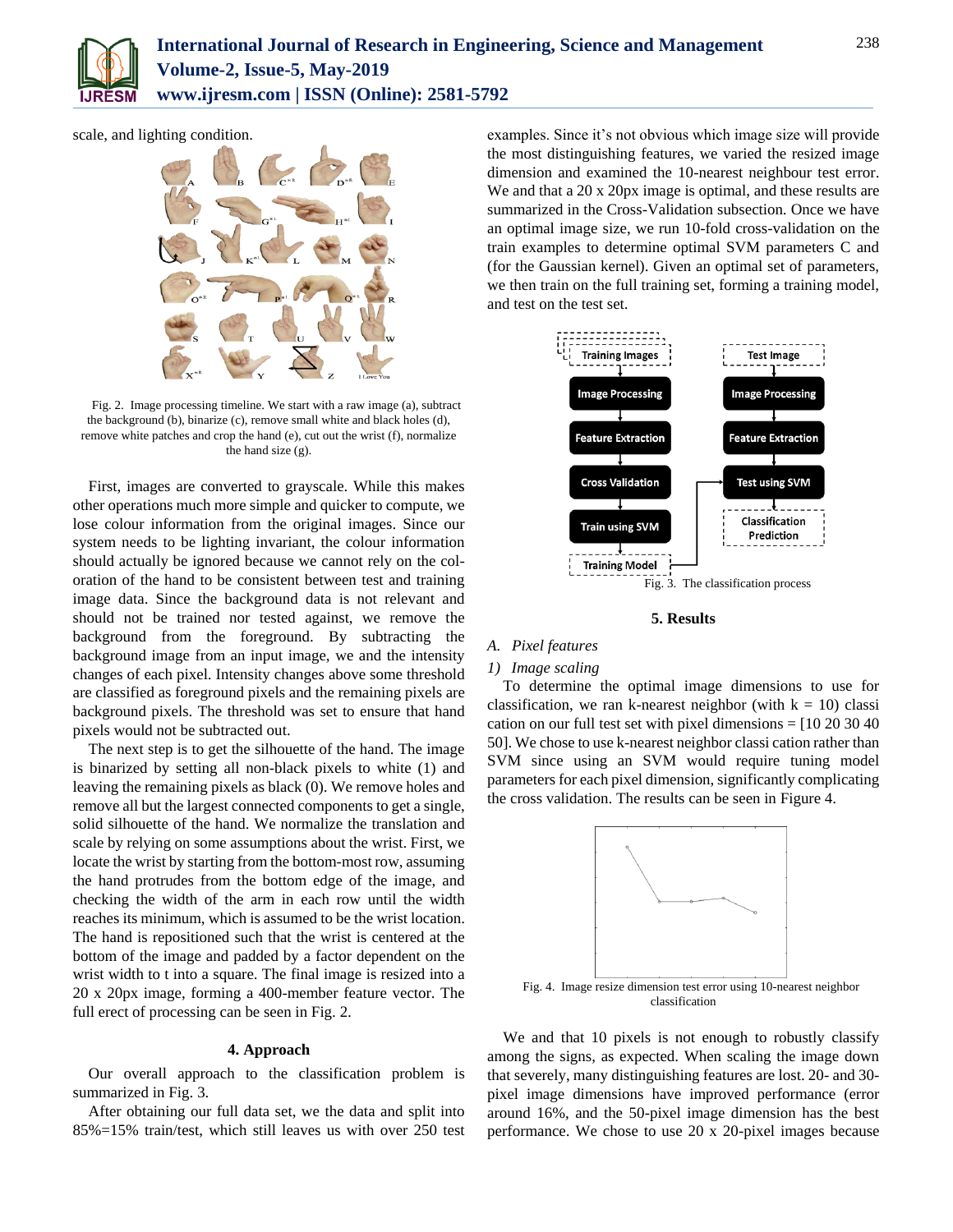scale, and lighting condition.

Fig. 2. Image processing timeline. We start with a raw image (a), subtract the background (b), binarize (c), remove small white and black holes (d), remove white patches and crop the hand (e), cut out the wrist (f), normalize the hand size (g).

First, images are converted to grayscale. While this makes other operations much more simple and quicker to compute, we lose colour information from the original images. Since our system needs to be lighting invariant, the colour information should actually be ignored because we cannot rely on the col-oration of the hand to be consistent between test and training image data. Since the background data is not relevant and should not be trained nor tested against, we remove the background from the foreground. By subtracting the background image from an input image, we and the intensity changes of each pixel. Intensity changes above some threshold are classified as foreground pixels and the remaining pixels are background pixels. The threshold was set to ensure that hand pixels would not be subtracted out.

The next step is to get the silhouette of the hand. The image is binarized by setting all non-black pixels to white (1) and leaving the remaining pixels as black (0). We remove holes and remove all but the largest connected components to get a single, solid silhouette of the hand. We normalize the translation and scale by relying on some assumptions about the wrist. First, we locate the wrist by starting from the bottom-most row, assuming the hand protrudes from the bottom edge of the image, and checking the width of the arm in each row until the width reaches its minimum, which is assumed to be the wrist location. The hand is repositioned such that the wrist is centered at the bottom of the image and padded by a factor dependent on the wrist width to t into a square. The final image is resized into a 20 x 20px image, forming a 400-member feature vector. The full erect of processing can be seen in Fig. 2.

## 4. Approach

Our overall approach to the classification problem is summarized in Fig. 3.

After obtaining our full data set, we the data and split into 85%=15% train/test, which still leaves us with over 250 test examples. Since it's not obvious which image size will provide the most distinguishing features, we varied the resized image dimension and examined the 10-nearest neighbour test error. We and that a 20 x 20px image is optimal, and these results are summarized in the Cross-Validation subsection. Once we have an optimal image size, we run 10-fold cross-validation on the train examples to determine optimal SVM parameters C and (for the Gaussian kernel). Given an optimal set of parameters, we then train on the full training set, forming a training model, and test on the test set.

Fig. 3. The classification process

## 5. Results

### A. Pixel features

#### 1) Image scaling

To determine the optimal image dimensions to use for classification, we ran k-nearest neighbor (with k = 10) classi cation on our full test set with pixel dimensions = [10 20 30 40 50]. We chose to use k-nearest neighbor classi cation rather than SVM since using an SVM would require tuning model parameters for each pixel dimension, significantly complicating the cross validation. The results can be seen in Figure 4.

Fig. 4. Image resize dimension test error using 10-nearest neighbor classification

We and that 10 pixels is not enough to robustly classify among the signs, as expected. When scaling the image down that severely, many distinguishing features are lost. 20- and 30-pixel image dimensions have improved performance (error around 16%, and the 50-pixel image dimension has the best performance. We chose to use 20 x 20-pixel images because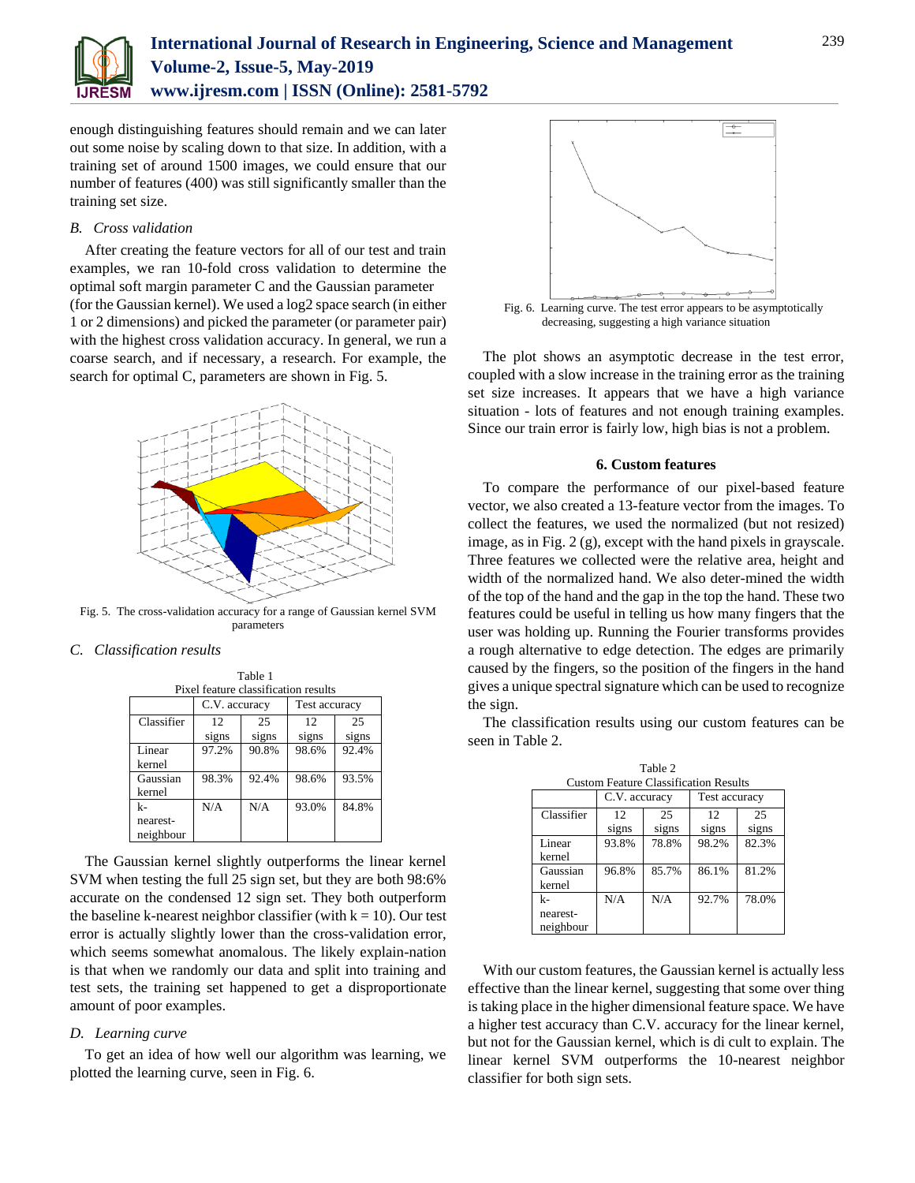enough distinguishing features should remain and we can later out some noise by scaling down to that size. In addition, with a training set of around 1500 images, we could ensure that our number of features (400) was still significantly smaller than the training set size.

### *B. Cross validation*

After creating the feature vectors for all of our test and train examples, we ran 10-fold cross validation to determine the optimal soft margin parameter C and the Gaussian parameter (for the Gaussian kernel). We used a log2 space search (in either 1 or 2 dimensions) and picked the parameter (or parameter pair) with the highest cross validation accuracy. In general, we run a coarse search, and if necessary, a research. For example, the search for optimal C, parameters are shown in Fig. 5.

Fig. 5. The cross-validation accuracy for a range of Gaussian kernel SVM parameters

### *C. Classification results*

Table 1
Pixel feature classification results

| | C.V. accuracy | | Test accuracy | |
|---|---|---|---|---|
| Classifier | 12 signs | 25 signs | 12 signs | 25 signs |
| Linear kernel | 97.2% | 90.8% | 98.6% | 92.4% |
| Gaussian kernel | 98.3% | 92.4% | 98.6% | 93.5% |
| k-nearest-neighbour | N/A | N/A | 93.0% | 84.8% |

The Gaussian kernel slightly outperforms the linear kernel SVM when testing the full 25 sign set, but they are both 98:6% accurate on the condensed 12 sign set. They both outperform the baseline k-nearest neighbor classifier (with k = 10). Our test error is actually slightly lower than the cross-validation error, which seems somewhat anomalous. The likely explain-nation is that when we randomly our data and split into training and test sets, the training set happened to get a disproportionate amount of poor examples.

### *D. Learning curve*

To get an idea of how well our algorithm was learning, we plotted the learning curve, seen in Fig. 6.

Fig. 6. Learning curve. The test error appears to be asymptotically decreasing, suggesting a high variance situation

The plot shows an asymptotic decrease in the test error, coupled with a slow increase in the training error as the training set size increases. It appears that we have a high variance situation - lots of features and not enough training examples. Since our train error is fairly low, high bias is not a problem.

## 6. Custom features

To compare the performance of our pixel-based feature vector, we also created a 13-feature vector from the images. To collect the features, we used the normalized (but not resized) image, as in Fig. 2 (g), except with the hand pixels in grayscale. Three features we collected were the relative area, height and width of the normalized hand. We also deter-mined the width of the top of the hand and the gap in the top the hand. These two features could be useful in telling us how many fingers that the user was holding up. Running the Fourier transforms provides a rough alternative to edge detection. The edges are primarily caused by the fingers, so the position of the fingers in the hand gives a unique spectral signature which can be used to recognize the sign.

The classification results using our custom features can be seen in Table 2.

Table 2
Custom Feature Classification Results

| | C.V. accuracy | | Test accuracy | |
|---|---|---|---|---|
| Classifier | 12 signs | 25 signs | 12 signs | 25 signs |
| Linear kernel | 93.8% | 78.8% | 98.2% | 82.3% |
| Gaussian kernel | 96.8% | 85.7% | 86.1% | 81.2% |
| k-nearest-neighbour | N/A | N/A | 92.7% | 78.0% |

With our custom features, the Gaussian kernel is actually less effective than the linear kernel, suggesting that some over thing is taking place in the higher dimensional feature space. We have a higher test accuracy than C.V. accuracy for the linear kernel, but not for the Gaussian kernel, which is di cult to explain. The linear kernel SVM outperforms the 10-nearest neighbor classifier for both sign sets.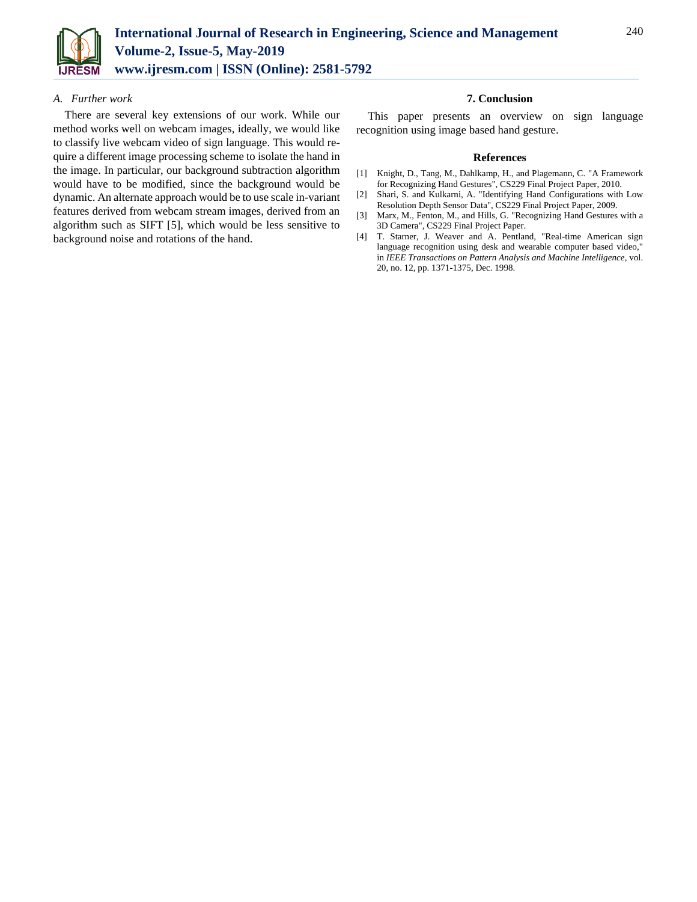### A. Further work

There are several key extensions of our work. While our method works well on webcam images, ideally, we would like to classify live webcam video of sign language. This would require a different image processing scheme to isolate the hand in the image. In particular, our background subtraction algorithm would have to be modified, since the background would be dynamic. An alternate approach would be to use scale in-variant features derived from webcam stream images, derived from an algorithm such as SIFT [5], which would be less sensitive to background noise and rotations of the hand.

## 7. Conclusion

This paper presents an overview on sign language recognition using image based hand gesture.

## References

[1] Knight, D., Tang, M., Dahlkamp, H., and Plagemann, C. "A Framework for Recognizing Hand Gestures", CS229 Final Project Paper, 2010.

[2] Shari, S. and Kulkarni, A. "Identifying Hand Configurations with Low Resolution Depth Sensor Data", CS229 Final Project Paper, 2009.

[3] Marx, M., Fenton, M., and Hills, G. "Recognizing Hand Gestures with a 3D Camera", CS229 Final Project Paper.

[4] T. Starner, J. Weaver and A. Pentland, "Real-time American sign language recognition using desk and wearable computer based video," in *IEEE Transactions on Pattern Analysis and Machine Intelligence*, vol. 20, no. 12, pp. 1371-1375, Dec. 1998.